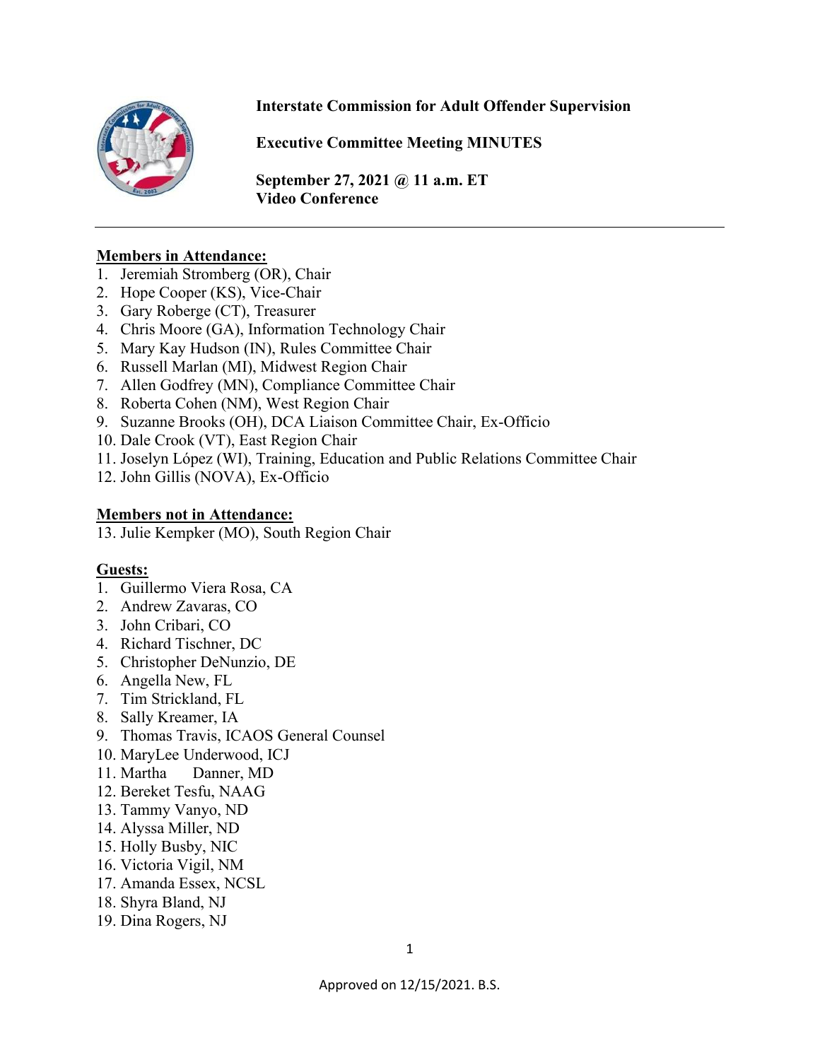**Interstate Commission for Adult Offender Supervision**

**Executive Committee Meeting MINUTES**

**September 27, 2021 @ 11 a.m. ET**
**Video Conference**

---

**Members in Attendance:**

1. Jeremiah Stromberg (OR), Chair
2. Hope Cooper (KS), Vice-Chair
3. Gary Roberge (CT), Treasurer
4. Chris Moore (GA), Information Technology Chair
5. Mary Kay Hudson (IN), Rules Committee Chair
6. Russell Marlan (MI), Midwest Region Chair
7. Allen Godfrey (MN), Compliance Committee Chair
8. Roberta Cohen (NM), West Region Chair
9. Suzanne Brooks (OH), DCA Liaison Committee Chair, Ex-Officio
10. Dale Crook (VT), East Region Chair
11. Joselyn López (WI), Training, Education and Public Relations Committee Chair
12. John Gillis (NOVA), Ex-Officio

**Members not in Attendance:**

13. Julie Kempker (MO), South Region Chair

**Guests:**

1. Guillermo Viera Rosa, CA
2. Andrew Zavaras, CO
3. John Cribari, CO
4. Richard Tischner, DC
5. Christopher DeNunzio, DE
6. Angella New, FL
7. Tim Strickland, FL
8. Sally Kreamer, IA
9. Thomas Travis, ICAOS General Counsel
10. MaryLee Underwood, ICJ
11. Martha Danner, MD
12. Bereket Tesfu, NAAG
13. Tammy Vanyo, ND
14. Alyssa Miller, ND
15. Holly Busby, NIC
16. Victoria Vigil, NM
17. Amanda Essex, NCSL
18. Shyra Bland, NJ
19. Dina Rogers, NJ

Approved on 12/15/2021. B.S.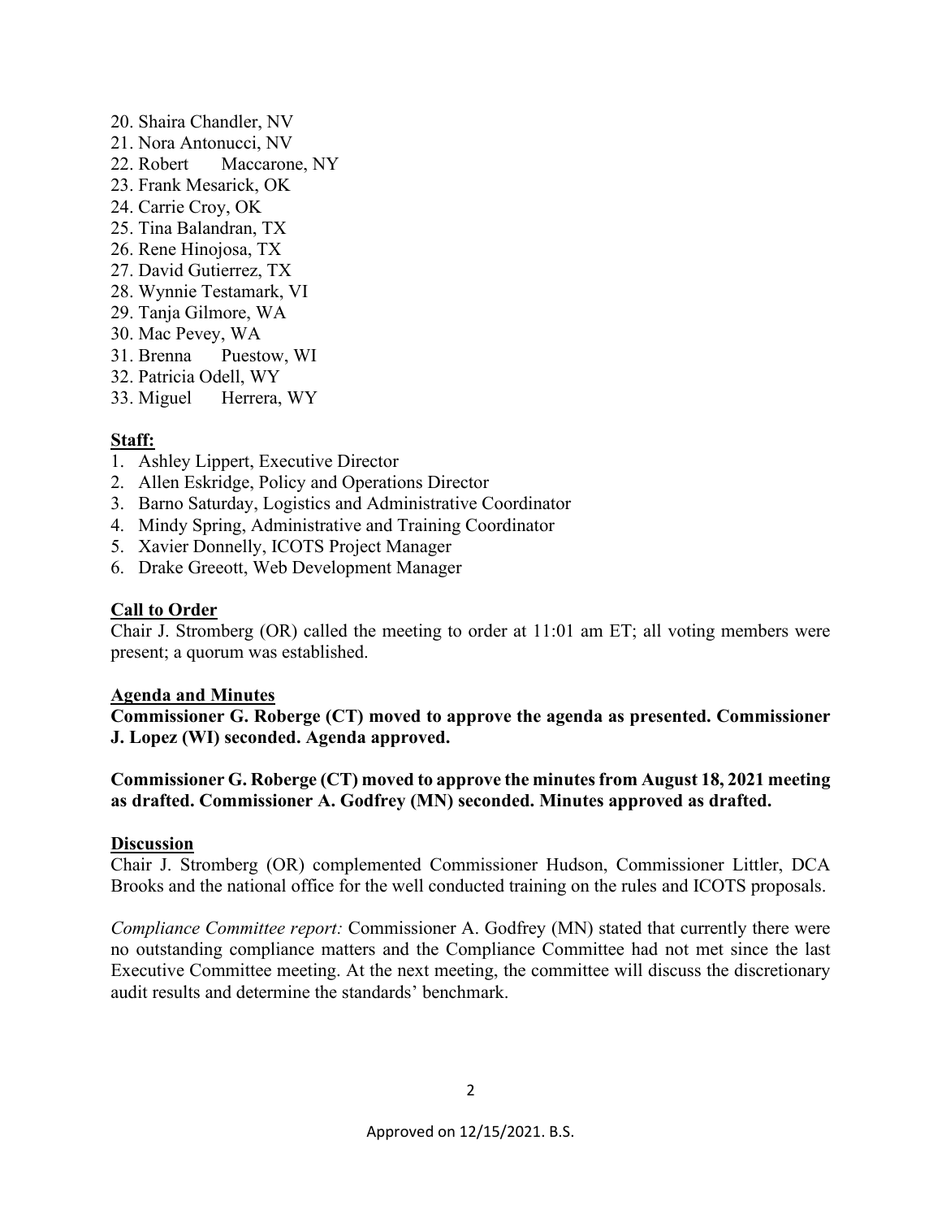20. Shaira Chandler, NV
21. Nora Antonucci, NV
22. Robert Maccarone, NY
23. Frank Mesarick, OK
24. Carrie Croy, OK
25. Tina Balandran, TX
26. Rene Hinojosa, TX
27. David Gutierrez, TX
28. Wynnie Testamark, VI
29. Tanja Gilmore, WA
30. Mac Pevey, WA
31. Brenna Puestow, WI
32. Patricia Odell, WY
33. Miguel Herrera, WY

**Staff:**

1. Ashley Lippert, Executive Director
2. Allen Eskridge, Policy and Operations Director
3. Barno Saturday, Logistics and Administrative Coordinator
4. Mindy Spring, Administrative and Training Coordinator
5. Xavier Donnelly, ICOTS Project Manager
6. Drake Greeott, Web Development Manager

**Call to Order**

Chair J. Stromberg (OR) called the meeting to order at 11:01 am ET; all voting members were present; a quorum was established.

**Agenda and Minutes**

**Commissioner G. Roberge (CT) moved to approve the agenda as presented. Commissioner J. Lopez (WI) seconded. Agenda approved.**

**Commissioner G. Roberge (CT) moved to approve the minutes from August 18, 2021 meeting as drafted. Commissioner A. Godfrey (MN) seconded. Minutes approved as drafted.**

**Discussion**

Chair J. Stromberg (OR) complemented Commissioner Hudson, Commissioner Littler, DCA Brooks and the national office for the well conducted training on the rules and ICOTS proposals.

*Compliance Committee report:* Commissioner A. Godfrey (MN) stated that currently there were no outstanding compliance matters and the Compliance Committee had not met since the last Executive Committee meeting. At the next meeting, the committee will discuss the discretionary audit results and determine the standards' benchmark.

Approved on 12/15/2021. B.S.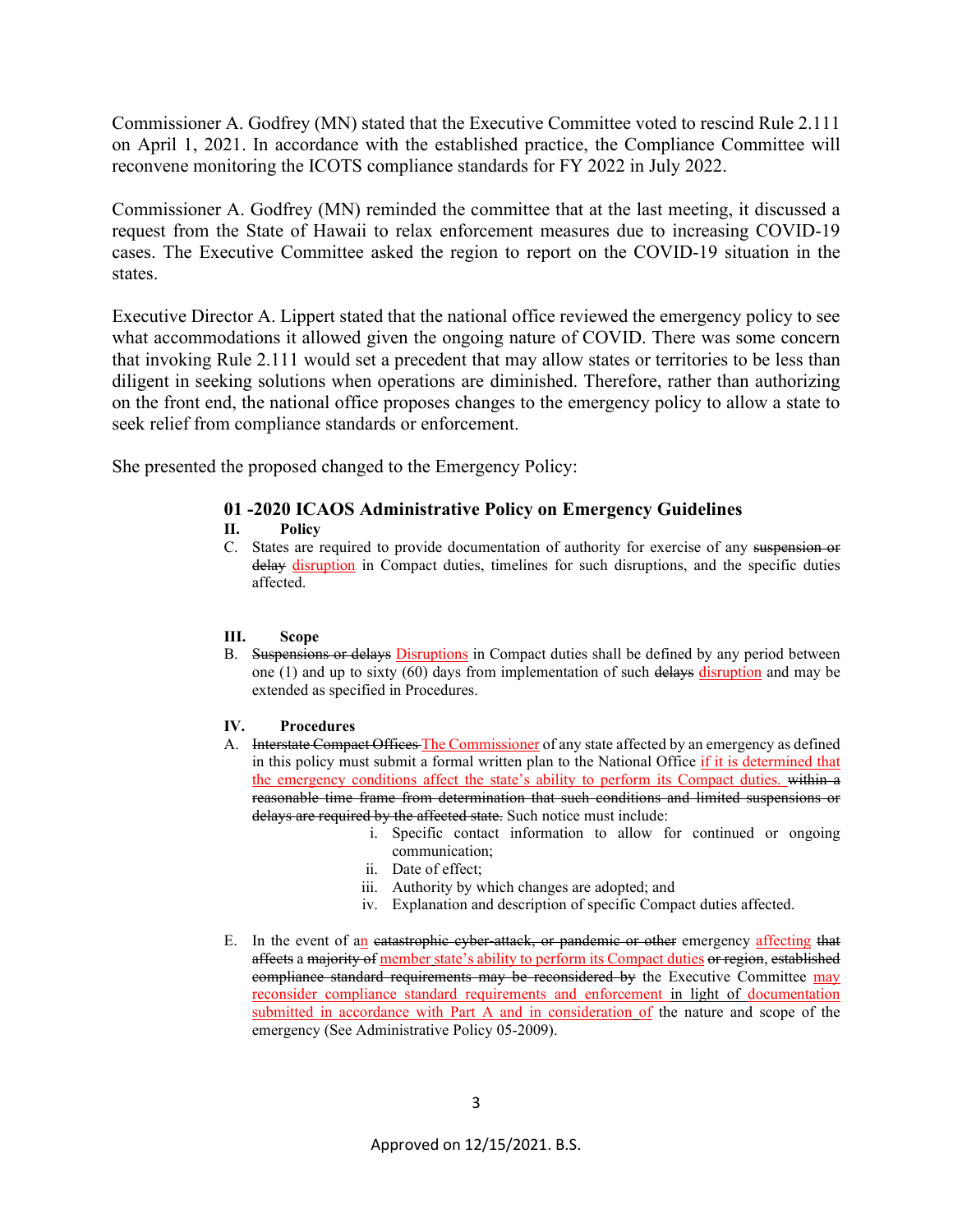Commissioner A. Godfrey (MN) stated that the Executive Committee voted to rescind Rule 2.111 on April 1, 2021. In accordance with the established practice, the Compliance Committee will reconvene monitoring the ICOTS compliance standards for FY 2022 in July 2022.

Commissioner A. Godfrey (MN) reminded the committee that at the last meeting, it discussed a request from the State of Hawaii to relax enforcement measures due to increasing COVID-19 cases. The Executive Committee asked the region to report on the COVID-19 situation in the states.

Executive Director A. Lippert stated that the national office reviewed the emergency policy to see what accommodations it allowed given the ongoing nature of COVID. There was some concern that invoking Rule 2.111 would set a precedent that may allow states or territories to be less than diligent in seeking solutions when operations are diminished. Therefore, rather than authorizing on the front end, the national office proposes changes to the emergency policy to allow a state to seek relief from compliance standards or enforcement.

She presented the proposed changed to the Emergency Policy:

### 01 -2020 ICAOS Administrative Policy on Emergency Guidelines

**II. Policy**

C. States are required to provide documentation of authority for exercise of any ~~suspension or delay~~ <u>disruption</u> in Compact duties, timelines for such disruptions, and the specific duties affected.

**III. Scope**

B. ~~Suspensions or delays~~ <u>Disruptions</u> in Compact duties shall be defined by any period between one (1) and up to sixty (60) days from implementation of such ~~delays~~ <u>disruption</u> and may be extended as specified in Procedures.

**IV. Procedures**

A. ~~Interstate Compact Offices~~ <u>The Commissioner</u> of any state affected by an emergency as defined in this policy must submit a formal written plan to the National Office <u>if it is determined that the emergency conditions affect the state's ability to perform its Compact duties.</u> ~~within a reasonable time frame from determination that such conditions and limited suspensions or delays are required by the affected state.~~ Such notice must include:

   i. Specific contact information to allow for continued or ongoing communication;
   ii. Date of effect;
   iii. Authority by which changes are adopted; and
   iv. Explanation and description of specific Compact duties affected.

E. In the event of a<u>n</u> ~~catastrophic cyber-attack, or pandemic or other~~ emergency <u>affecting</u> ~~that affects~~ a ~~majority of~~ <u>member state's ability to perform its Compact duties</u> ~~or region, established compliance standard requirements may be reconsidered by~~ the Executive Committee <u>may reconsider compliance standard requirements and enforcement</u> <u>in light of documentation submitted in accordance with Part A and in consideration of</u> the nature and scope of the emergency (See Administrative Policy 05-2009).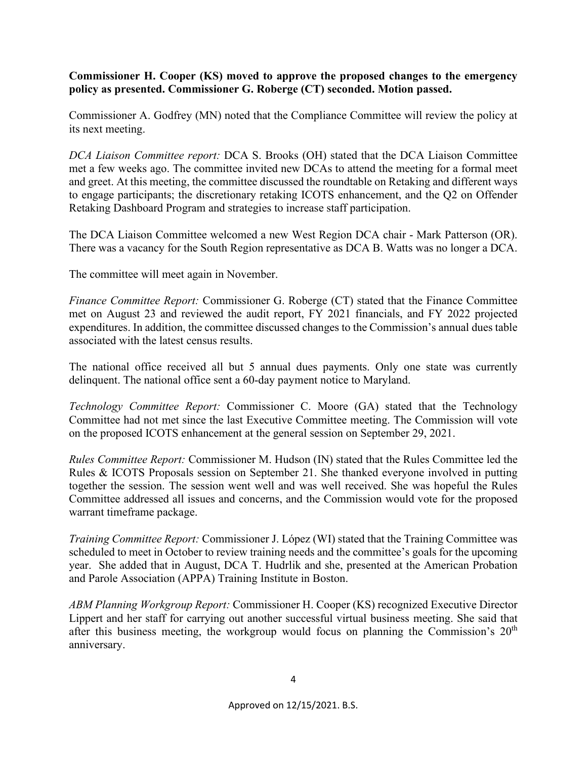**Commissioner H. Cooper (KS) moved to approve the proposed changes to the emergency policy as presented. Commissioner G. Roberge (CT) seconded. Motion passed.**

Commissioner A. Godfrey (MN) noted that the Compliance Committee will review the policy at its next meeting.

*DCA Liaison Committee report:* DCA S. Brooks (OH) stated that the DCA Liaison Committee met a few weeks ago. The committee invited new DCAs to attend the meeting for a formal meet and greet. At this meeting, the committee discussed the roundtable on Retaking and different ways to engage participants; the discretionary retaking ICOTS enhancement, and the Q2 on Offender Retaking Dashboard Program and strategies to increase staff participation.

The DCA Liaison Committee welcomed a new West Region DCA chair - Mark Patterson (OR). There was a vacancy for the South Region representative as DCA B. Watts was no longer a DCA.

The committee will meet again in November.

*Finance Committee Report:* Commissioner G. Roberge (CT) stated that the Finance Committee met on August 23 and reviewed the audit report, FY 2021 financials, and FY 2022 projected expenditures. In addition, the committee discussed changes to the Commission's annual dues table associated with the latest census results.

The national office received all but 5 annual dues payments. Only one state was currently delinquent. The national office sent a 60-day payment notice to Maryland.

*Technology Committee Report:* Commissioner C. Moore (GA) stated that the Technology Committee had not met since the last Executive Committee meeting. The Commission will vote on the proposed ICOTS enhancement at the general session on September 29, 2021.

*Rules Committee Report:* Commissioner M. Hudson (IN) stated that the Rules Committee led the Rules & ICOTS Proposals session on September 21. She thanked everyone involved in putting together the session. The session went well and was well received. She was hopeful the Rules Committee addressed all issues and concerns, and the Commission would vote for the proposed warrant timeframe package.

*Training Committee Report:* Commissioner J. López (WI) stated that the Training Committee was scheduled to meet in October to review training needs and the committee's goals for the upcoming year. She added that in August, DCA T. Hudrlik and she, presented at the American Probation and Parole Association (APPA) Training Institute in Boston.

*ABM Planning Workgroup Report:* Commissioner H. Cooper (KS) recognized Executive Director Lippert and her staff for carrying out another successful virtual business meeting. She said that after this business meeting, the workgroup would focus on planning the Commission's 20th anniversary.

Approved on 12/15/2021. B.S.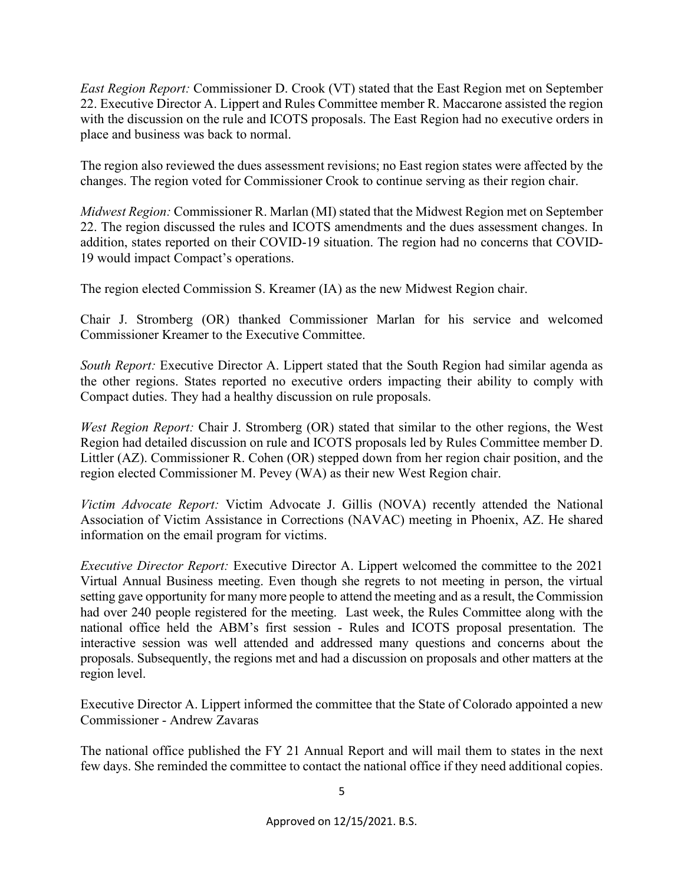*East Region Report:* Commissioner D. Crook (VT) stated that the East Region met on September 22. Executive Director A. Lippert and Rules Committee member R. Maccarone assisted the region with the discussion on the rule and ICOTS proposals. The East Region had no executive orders in place and business was back to normal.

The region also reviewed the dues assessment revisions; no East region states were affected by the changes. The region voted for Commissioner Crook to continue serving as their region chair.

*Midwest Region:* Commissioner R. Marlan (MI) stated that the Midwest Region met on September 22. The region discussed the rules and ICOTS amendments and the dues assessment changes. In addition, states reported on their COVID-19 situation. The region had no concerns that COVID-19 would impact Compact's operations.

The region elected Commission S. Kreamer (IA) as the new Midwest Region chair.

Chair J. Stromberg (OR) thanked Commissioner Marlan for his service and welcomed Commissioner Kreamer to the Executive Committee.

*South Report:* Executive Director A. Lippert stated that the South Region had similar agenda as the other regions. States reported no executive orders impacting their ability to comply with Compact duties. They had a healthy discussion on rule proposals.

*West Region Report:* Chair J. Stromberg (OR) stated that similar to the other regions, the West Region had detailed discussion on rule and ICOTS proposals led by Rules Committee member D. Littler (AZ). Commissioner R. Cohen (OR) stepped down from her region chair position, and the region elected Commissioner M. Pevey (WA) as their new West Region chair.

*Victim Advocate Report:* Victim Advocate J. Gillis (NOVA) recently attended the National Association of Victim Assistance in Corrections (NAVAC) meeting in Phoenix, AZ. He shared information on the email program for victims.

*Executive Director Report:* Executive Director A. Lippert welcomed the committee to the 2021 Virtual Annual Business meeting. Even though she regrets to not meeting in person, the virtual setting gave opportunity for many more people to attend the meeting and as a result, the Commission had over 240 people registered for the meeting. Last week, the Rules Committee along with the national office held the ABM's first session - Rules and ICOTS proposal presentation. The interactive session was well attended and addressed many questions and concerns about the proposals. Subsequently, the regions met and had a discussion on proposals and other matters at the region level.

Executive Director A. Lippert informed the committee that the State of Colorado appointed a new Commissioner - Andrew Zavaras

The national office published the FY 21 Annual Report and will mail them to states in the next few days. She reminded the committee to contact the national office if they need additional copies.

Approved on 12/15/2021. B.S.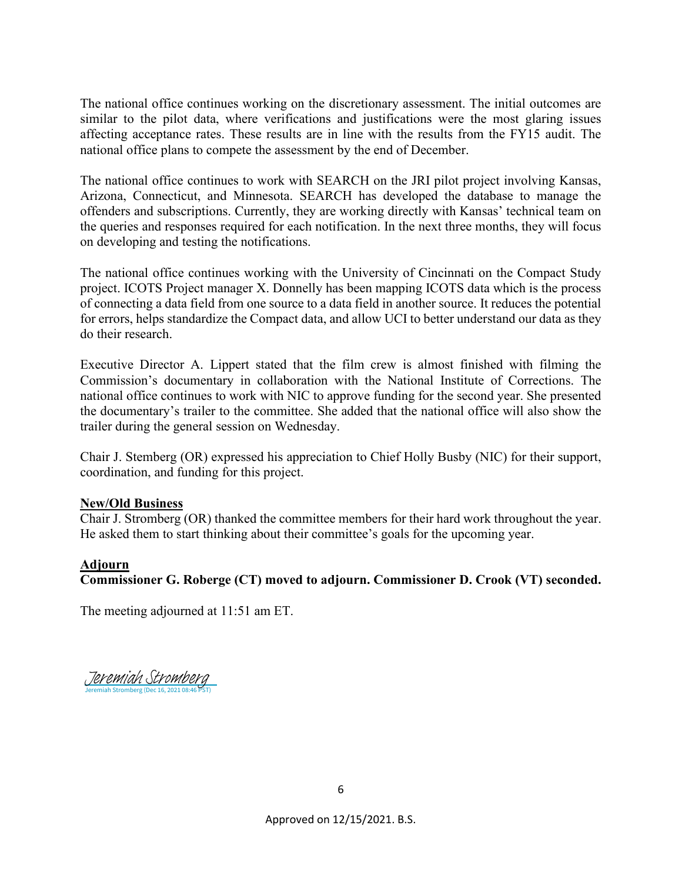The national office continues working on the discretionary assessment. The initial outcomes are similar to the pilot data, where verifications and justifications were the most glaring issues affecting acceptance rates. These results are in line with the results from the FY15 audit. The national office plans to compete the assessment by the end of December.

The national office continues to work with SEARCH on the JRI pilot project involving Kansas, Arizona, Connecticut, and Minnesota. SEARCH has developed the database to manage the offenders and subscriptions. Currently, they are working directly with Kansas' technical team on the queries and responses required for each notification. In the next three months, they will focus on developing and testing the notifications.

The national office continues working with the University of Cincinnati on the Compact Study project. ICOTS Project manager X. Donnelly has been mapping ICOTS data which is the process of connecting a data field from one source to a data field in another source. It reduces the potential for errors, helps standardize the Compact data, and allow UCI to better understand our data as they do their research.

Executive Director A. Lippert stated that the film crew is almost finished with filming the Commission's documentary in collaboration with the National Institute of Corrections. The national office continues to work with NIC to approve funding for the second year. She presented the documentary's trailer to the committee. She added that the national office will also show the trailer during the general session on Wednesday.

Chair J. Stemberg (OR) expressed his appreciation to Chief Holly Busby (NIC) for their support, coordination, and funding for this project.

**New/Old Business**

Chair J. Stromberg (OR) thanked the committee members for their hard work throughout the year. He asked them to start thinking about their committee's goals for the upcoming year.

**Adjourn**

**Commissioner G. Roberge (CT) moved to adjourn. Commissioner D. Crook (VT) seconded.**

The meeting adjourned at 11:51 am ET.

Jeremiah Stromberg
Jeremiah Stromberg (Dec 16, 2021 08:46 PST)

Approved on 12/15/2021. B.S.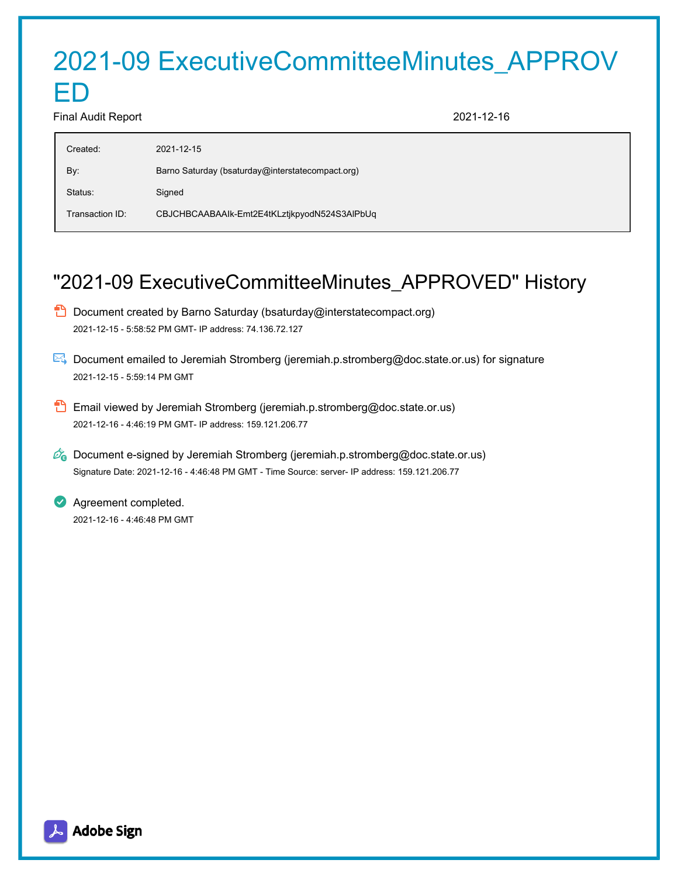# 2021-09 ExecutiveCommitteeMinutes_APPROVED

Final Audit Report 2021-12-16

| | |
|---|---|
| Created: | 2021-12-15 |
| By: | Barno Saturday (bsaturday@interstatecompact.org) |
| Status: | Signed |
| Transaction ID: | CBJCHBCAABAAIk-Emt2E4tKLztjkpyodN524S3AlPbUq |

## "2021-09 ExecutiveCommitteeMinutes_APPROVED" History

- Document created by Barno Saturday (bsaturday@interstatecompact.org)
  2021-12-15 - 5:58:52 PM GMT- IP address: 74.136.72.127

- Document emailed to Jeremiah Stromberg (jeremiah.p.stromberg@doc.state.or.us) for signature
  2021-12-15 - 5:59:14 PM GMT

- Email viewed by Jeremiah Stromberg (jeremiah.p.stromberg@doc.state.or.us)
  2021-12-16 - 4:46:19 PM GMT- IP address: 159.121.206.77

- Document e-signed by Jeremiah Stromberg (jeremiah.p.stromberg@doc.state.or.us)
  Signature Date: 2021-12-16 - 4:46:48 PM GMT - Time Source: server- IP address: 159.121.206.77

- Agreement completed.
  2021-12-16 - 4:46:48 PM GMT

Adobe Sign